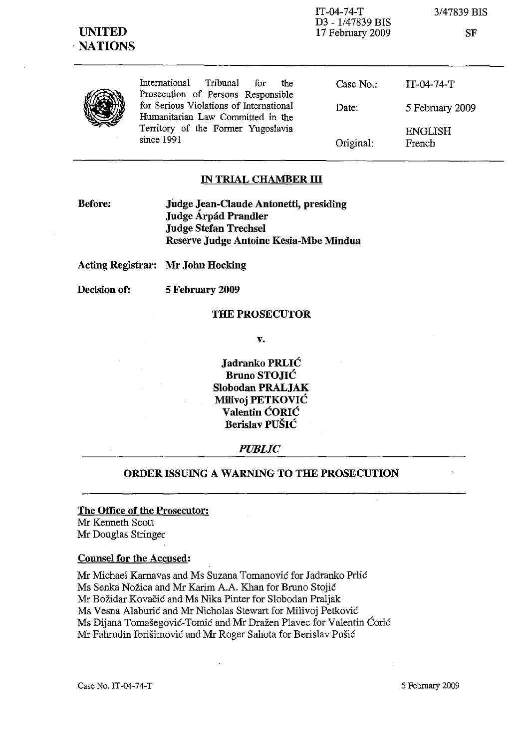**UNITED NATIONS**

IT-04-74-T
D3 - 1/47839 BIS
17 February 2009

3/47839 BIS

SF

| International Tribunal for the Prosecution of Persons Responsible for Serious Violations of International Humanitarian Law Committed in the Territory of the Former Yugoslavia since 1991 | Case No.: | IT-04-74-T |
|---|---|---|
| | Date: | 5 February 2009 |
| | Original: | ENGLISH French |

## IN TRIAL CHAMBER III

**Before:** **Judge Jean-Claude Antonetti, presiding**
**Judge Árpád Prandler**
**Judge Stefan Trechsel**
**Reserve Judge Antoine Kesia-Mbe Mindua**

**Acting Registrar:** **Mr John Hocking**

**Decision of:** **5 February 2009**

**THE PROSECUTOR**

**v.**

**Jadranko PRLIĆ**
**Bruno STOJIĆ**
**Slobodan PRALJAK**
**Milivoj PETKOVIĆ**
**Valentin ĆORIĆ**
**Berislav PUŠIĆ**

***PUBLIC***

**ORDER ISSUING A WARNING TO THE PROSECUTION**

**The Office of the Prosecutor:**
Mr Kenneth Scott
Mr Douglas Stringer

**Counsel for the Accused:**

Mr Michael Karnavas and Ms Suzana Tomanović for Jadranko Prlić
Ms Senka Nožica and Mr Karim A.A. Khan for Bruno Stojić
Mr Božidar Kovačić and Ms Nika Pinter for Slobodan Praljak
Ms Vesna Alaburić and Mr Nicholas Stewart for Milivoj Petković
Ms Dijana Tomašegović-Tomić and Mr Dražen Plavec for Valentin Ćorić
Mr Fahrudin Ibrišimović and Mr Roger Sahota for Berislav Pušić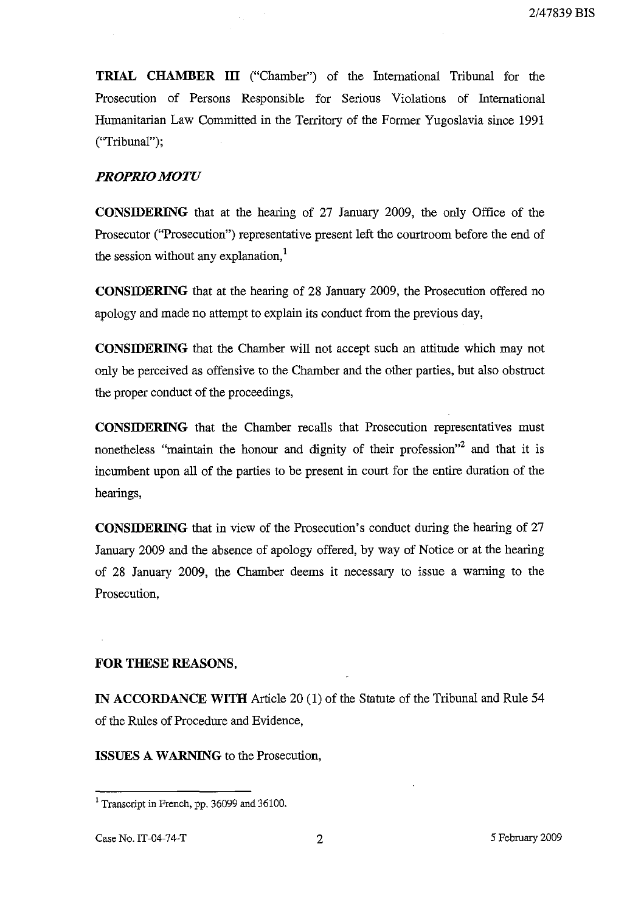**TRIAL CHAMBER III** ("Chamber") of the International Tribunal for the Prosecution of Persons Responsible for Serious Violations of International Humanitarian Law Committed in the Territory of the Former Yugoslavia since 1991 ("Tribunal");

***PROPRIO MOTU***

**CONSIDERING** that at the hearing of 27 January 2009, the only Office of the Prosecutor ("Prosecution") representative present left the courtroom before the end of the session without any explanation,[1]

**CONSIDERING** that at the hearing of 28 January 2009, the Prosecution offered no apology and made no attempt to explain its conduct from the previous day,

**CONSIDERING** that the Chamber will not accept such an attitude which may not only be perceived as offensive to the Chamber and the other parties, but also obstruct the proper conduct of the proceedings,

**CONSIDERING** that the Chamber recalls that Prosecution representatives must nonetheless "maintain the honour and dignity of their profession"[2] and that it is incumbent upon all of the parties to be present in court for the entire duration of the hearings,

**CONSIDERING** that in view of the Prosecution's conduct during the hearing of 27 January 2009 and the absence of apology offered, by way of Notice or at the hearing of 28 January 2009, the Chamber deems it necessary to issue a warning to the Prosecution,

**FOR THESE REASONS,**

**IN ACCORDANCE WITH** Article 20 (1) of the Statute of the Tribunal and Rule 54 of the Rules of Procedure and Evidence,

**ISSUES A WARNING** to the Prosecution,

---

[1] Transcript in French, pp. 36099 and 36100.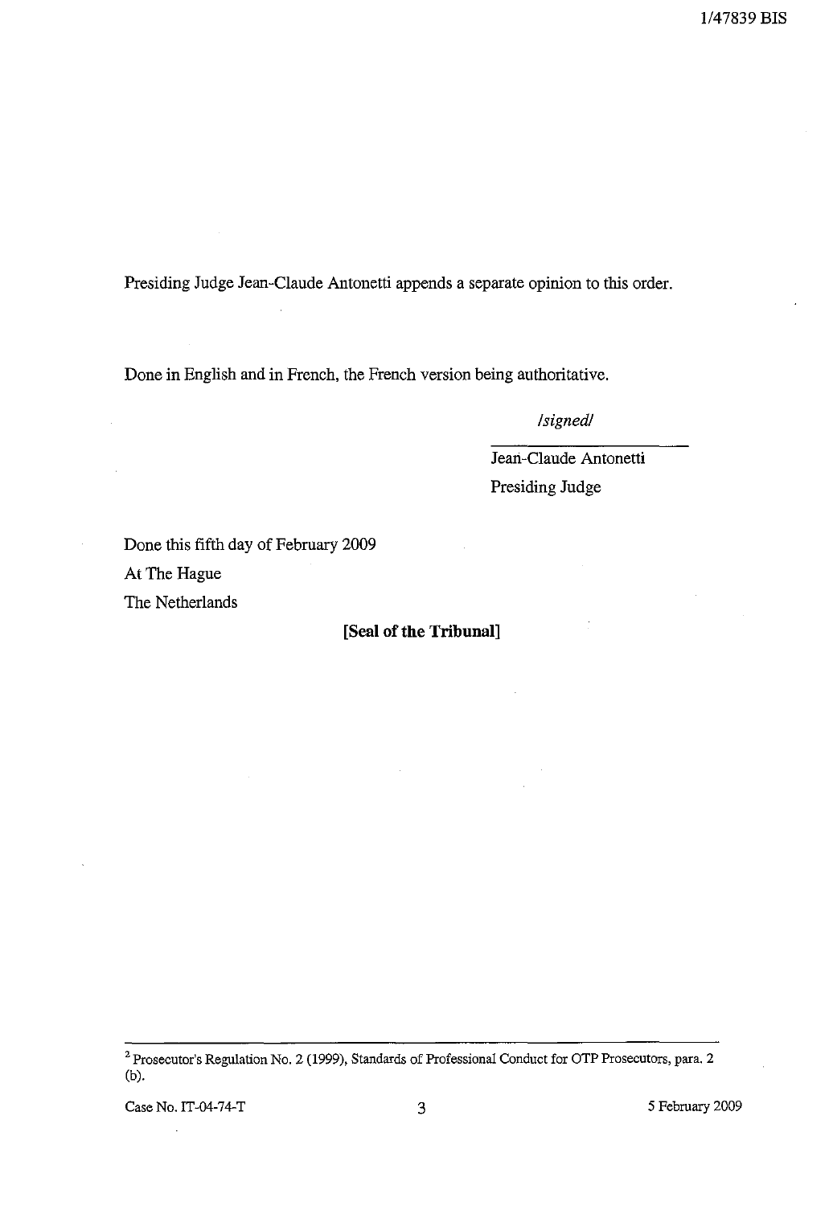Presiding Judge Jean-Claude Antonetti appends a separate opinion to this order.

Done in English and in French, the French version being authoritative.

*/signed/*

Jean-Claude Antonetti
Presiding Judge

Done this fifth day of February 2009
At The Hague
The Netherlands

**[Seal of the Tribunal]**

---

[2] Prosecutor's Regulation No. 2 (1999), Standards of Professional Conduct for OTP Prosecutors, para. 2 (b).